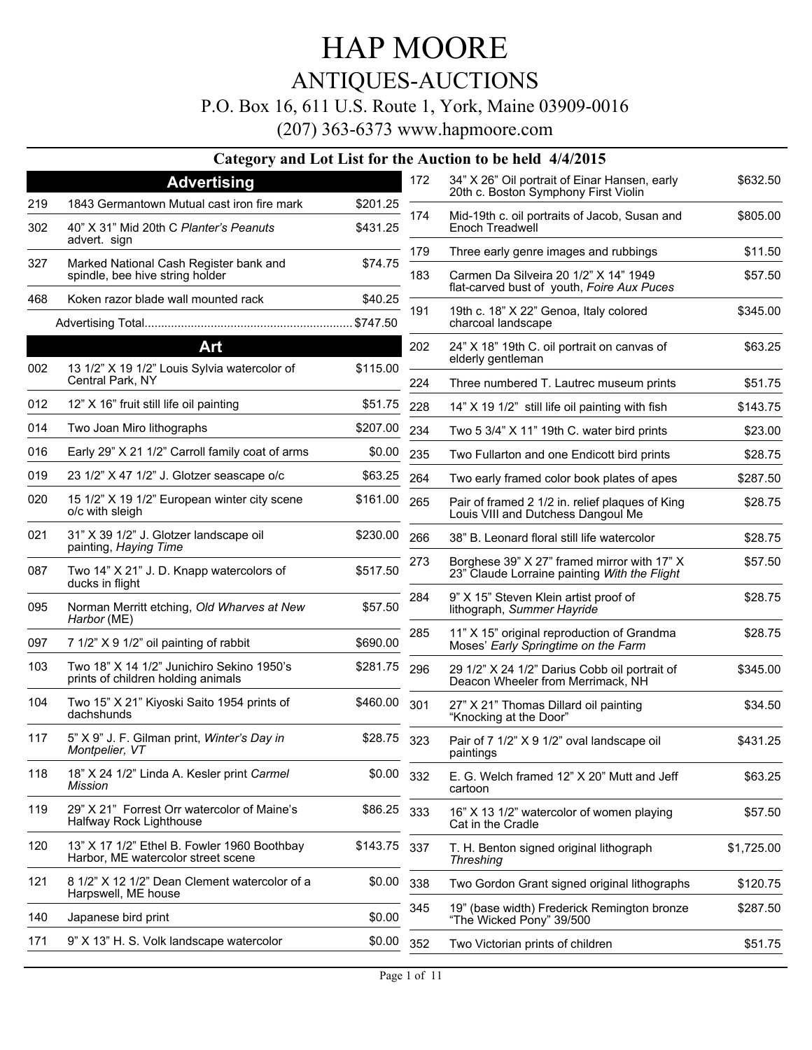# HAP MOORE

## ANTIQUES-AUCTIONS

P.O. Box 16, 611 U.S. Route 1, York, Maine 03909-0016

(207) 363-6373 www.hapmoore.com

### Category and Lot List for the Auction to be held 4/4/2015

## Advertising

| Lot | Description | Price |
|---|---|---|
| 219 | 1843 Germantown Mutual cast iron fire mark | $201.25 |
| 302 | 40" X 31" Mid 20th C *Planter's Peanuts* advert. sign | $431.25 |
| 327 | Marked National Cash Register bank and spindle, bee hive string holder | $74.75 |
| 468 | Koken razor blade wall mounted rack | $40.25 |

Advertising Total.............................................................. $747.50

## Art

| Lot | Description | Price |
|---|---|---|
| 002 | 13 1/2" X 19 1/2" Louis Sylvia watercolor of Central Park, NY | $115.00 |
| 012 | 12" X 16" fruit still life oil painting | $51.75 |
| 014 | Two Joan Miro lithographs | $207.00 |
| 016 | Early 29" X 21 1/2" Carroll family coat of arms | $0.00 |
| 019 | 23 1/2" X 47 1/2" J. Glotzer seascape o/c | $63.25 |
| 020 | 15 1/2" X 19 1/2" European winter city scene o/c with sleigh | $161.00 |
| 021 | 31" X 39 1/2" J. Glotzer landscape oil painting, *Haying Time* | $230.00 |
| 087 | Two 14" X 21" J. D. Knapp watercolors of ducks in flight | $517.50 |
| 095 | Norman Merritt etching, *Old Wharves at New Harbor* (ME) | $57.50 |
| 097 | 7 1/2" X 9 1/2" oil painting of rabbit | $690.00 |
| 103 | Two 18" X 14 1/2" Junichiro Sekino 1950's prints of children holding animals | $281.75 |
| 104 | Two 15" X 21" Kiyoski Saito 1954 prints of dachshunds | $460.00 |
| 117 | 5" X 9" J. F. Gilman print, *Winter's Day in Montpelier, VT* | $28.75 |
| 118 | 18" X 24 1/2" Linda A. Kesler print *Carmel Mission* | $0.00 |
| 119 | 29" X 21" Forrest Orr watercolor of Maine's Halfway Rock Lighthouse | $86.25 |
| 120 | 13" X 17 1/2" Ethel B. Fowler 1960 Boothbay Harbor, ME watercolor street scene | $143.75 |
| 121 | 8 1/2" X 12 1/2" Dean Clement watercolor of a Harpswell, ME house | $0.00 |
| 140 | Japanese bird print | $0.00 |
| 171 | 9" X 13" H. S. Volk landscape watercolor | $0.00 |
| 172 | 34" X 26" Oil portrait of Einar Hansen, early 20th c. Boston Symphony First Violin | $632.50 |
| 174 | Mid-19th c. oil portraits of Jacob, Susan and Enoch Treadwell | $805.00 |
| 179 | Three early genre images and rubbings | $11.50 |
| 183 | Carmen Da Silveira 20 1/2" X 14" 1949 flat-carved bust of youth, *Foire Aux Puces* | $57.50 |
| 191 | 19th c. 18" X 22" Genoa, Italy colored charcoal landscape | $345.00 |
| 202 | 24" X 18" 19th C. oil portrait on canvas of elderly gentleman | $63.25 |
| 224 | Three numbered T. Lautrec museum prints | $51.75 |
| 228 | 14" X 19 1/2" still life oil painting with fish | $143.75 |
| 234 | Two 5 3/4" X 11" 19th C. water bird prints | $23.00 |
| 235 | Two Fullarton and one Endicott bird prints | $28.75 |
| 264 | Two early framed color book plates of apes | $287.50 |
| 265 | Pair of framed 2 1/2 in. relief plaques of King Louis VIII and Dutchess Dangoul Me | $28.75 |
| 266 | 38" B. Leonard floral still life watercolor | $28.75 |
| 273 | Borghese 39" X 27" framed mirror with 17" X 23" Claude Lorraine painting *With the Flight* | $57.50 |
| 284 | 9" X 15" Steven Klein artist proof of lithograph, *Summer Hayride* | $28.75 |
| 285 | 11" X 15" original reproduction of Grandma Moses' *Early Springtime on the Farm* | $28.75 |
| 296 | 29 1/2" X 24 1/2" Darius Cobb oil portrait of Deacon Wheeler from Merrimack, NH | $345.00 |
| 301 | 27" X 21" Thomas Dillard oil painting "Knocking at the Door" | $34.50 |
| 323 | Pair of 7 1/2" X 9 1/2" oval landscape oil paintings | $431.25 |
| 332 | E. G. Welch framed 12" X 20" Mutt and Jeff cartoon | $63.25 |
| 333 | 16" X 13 1/2" watercolor of women playing Cat in the Cradle | $57.50 |
| 337 | T. H. Benton signed original lithograph *Threshing* | $1,725.00 |
| 338 | Two Gordon Grant signed original lithographs | $120.75 |
| 345 | 19" (base width) Frederick Remington bronze "The Wicked Pony" 39/500 | $287.50 |
| 352 | Two Victorian prints of children | $51.75 |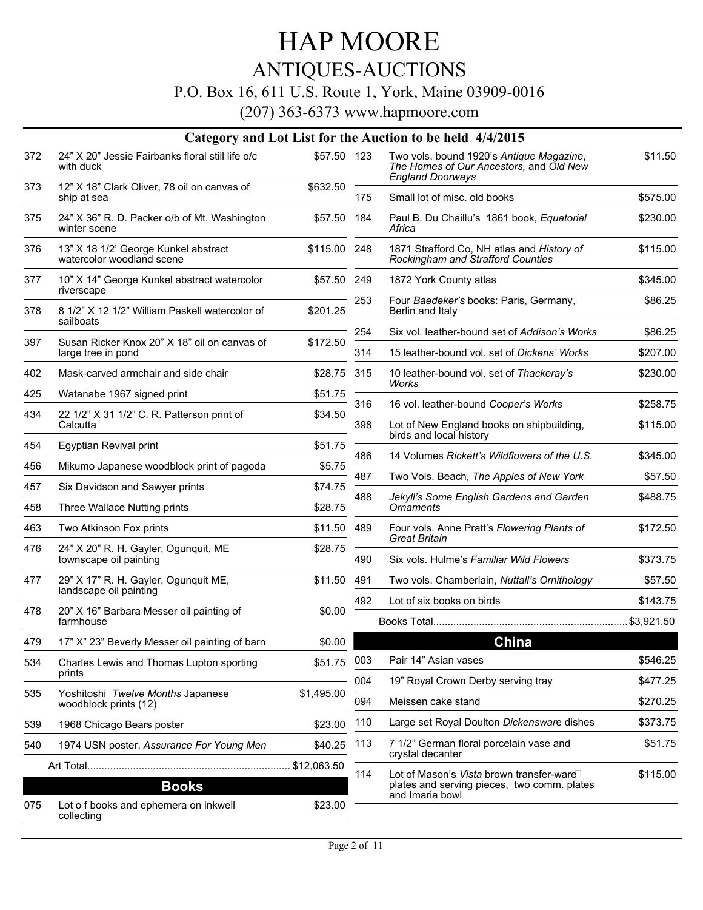# HAP MOORE

## ANTIQUES-AUCTIONS

P.O. Box 16, 611 U.S. Route 1, York, Maine 03909-0016

(207) 363-6373 www.hapmoore.com

### Category and Lot List for the Auction to be held 4/4/2015

| Lot | Description | Price |
|---|---|---|
| 372 | 24" X 20" Jessie Fairbanks floral still life o/c with duck | $57.50 |
| 373 | 12" X 18" Clark Oliver, 78 oil on canvas of ship at sea | $632.50 |
| 375 | 24" X 36" R. D. Packer o/b of Mt. Washington winter scene | $57.50 |
| 376 | 13" X 18 1/2' George Kunkel abstract watercolor woodland scene | $115.00 |
| 377 | 10" X 14" George Kunkel abstract watercolor riverscape | $57.50 |
| 378 | 8 1/2" X 12 1/2" William Paskell watercolor of sailboats | $201.25 |
| 397 | Susan Ricker Knox 20" X 18" oil on canvas of large tree in pond | $172.50 |
| 402 | Mask-carved armchair and side chair | $28.75 |
| 425 | Watanabe 1967 signed print | $51.75 |
| 434 | 22 1/2" X 31 1/2" C. R. Patterson print of Calcutta | $34.50 |
| 454 | Egyptian Revival print | $51.75 |
| 456 | Mikumo Japanese woodblock print of pagoda | $5.75 |
| 457 | Six Davidson and Sawyer prints | $74.75 |
| 458 | Three Wallace Nutting prints | $28.75 |
| 463 | Two Atkinson Fox prints | $11.50 |
| 476 | 24" X 20" R. H. Gayler, Ogunquit, ME townscape oil painting | $28.75 |
| 477 | 29" X 17" R. H. Gayler, Ogunquit ME, landscape oil painting | $11.50 |
| 478 | 20" X 16" Barbara Messer oil painting of farmhouse | $0.00 |
| 479 | 17" X" 23" Beverly Messer oil painting of barn | $0.00 |
| 534 | Charles Lewis and Thomas Lupton sporting prints | $51.75 |
| 535 | Yoshitoshi *Twelve Months* Japanese woodblock prints (12) | $1,495.00 |
| 539 | 1968 Chicago Bears poster | $23.00 |
| 540 | 1974 USN poster, *Assurance For Young Men* | $40.25 |
| | Art Total | $12,063.50 |

## Books

| Lot | Description | Price |
|---|---|---|
| 075 | Lot o f books and ephemera on inkwell collecting | $23.00 |
| 123 | Two vols. bound 1920's *Antique Magazine*, *The Homes of Our Ancestors,* and *Old New England Doorways* | $11.50 |
| 175 | Small lot of misc. old books | $575.00 |
| 184 | Paul B. Du Chaillu's 1861 book, *Equatorial Africa* | $230.00 |
| 248 | 1871 Strafford Co, NH atlas and *History of Rockingham and Strafford Counties* | $115.00 |
| 249 | 1872 York County atlas | $345.00 |
| 253 | Four *Baedeker's* books: Paris, Germany, Berlin and Italy | $86.25 |
| 254 | Six vol. leather-bound set of *Addison's Works* | $86.25 |
| 314 | 15 leather-bound vol. set of *Dickens' Works* | $207.00 |
| 315 | 10 leather-bound vol. set of *Thackeray's Works* | $230.00 |
| 316 | 16 vol. leather-bound *Cooper's Works* | $258.75 |
| 398 | Lot of New England books on shipbuilding, birds and local history | $115.00 |
| 486 | 14 Volumes *Rickett's Wildflowers of the U.S.* | $345.00 |
| 487 | Two Vols. Beach, *The Apples of New York* | $57.50 |
| 488 | *Jekyll's Some English Gardens and Garden Ornaments* | $488.75 |
| 489 | Four vols. Anne Pratt's *Flowering Plants of Great Britain* | $172.50 |
| 490 | Six vols. Hulme's *Familiar Wild Flowers* | $373.75 |
| 491 | Two vols. Chamberlain, *Nuttall's Ornithology* | $57.50 |
| 492 | Lot of six books on birds | $143.75 |
| | Books Total | $3,921.50 |

## China

| Lot | Description | Price |
|---|---|---|
| 003 | Pair 14" Asian vases | $546.25 |
| 004 | 19" Royal Crown Derby serving tray | $477.25 |
| 094 | Meissen cake stand | $270.25 |
| 110 | Large set Royal Doulton *Dickensware* dishes | $373.75 |
| 113 | 7 1/2" German floral porcelain vase and crystal decanter | $51.75 |
| 114 | Lot of Mason's *Vista* brown transfer-ware plates and serving pieces, two comm. plates and Imaria bowl | $115.00 |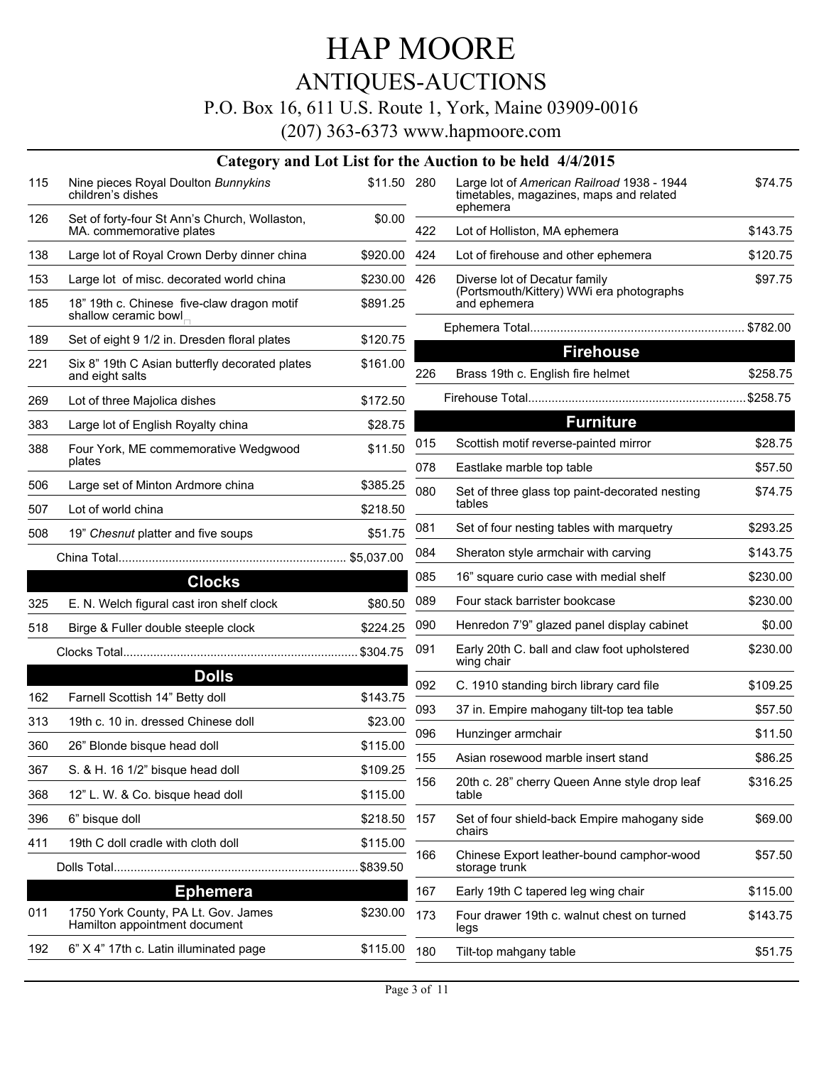# HAP MOORE

## ANTIQUES-AUCTIONS

P.O. Box 16, 611 U.S. Route 1, York, Maine 03909-0016

(207) 363-6373 www.hapmoore.com

### Category and Lot List for the Auction to be held 4/4/2015

| Lot | Description | Price |
|---|---|---|
| 115 | Nine pieces Royal Doulton *Bunnykins* children's dishes | $11.50 |
| 126 | Set of forty-four St Ann's Church, Wollaston, MA. commemorative plates | $0.00 |
| 138 | Large lot of Royal Crown Derby dinner china | $920.00 |
| 153 | Large lot of misc. decorated world china | $230.00 |
| 185 | 18" 19th c. Chinese five-claw dragon motif shallow ceramic bowl | $891.25 |
| 189 | Set of eight 9 1/2 in. Dresden floral plates | $120.75 |
| 221 | Six 8" 19th C Asian butterfly decorated plates and eight salts | $161.00 |
| 269 | Lot of three Majolica dishes | $172.50 |
| 383 | Large lot of English Royalty china | $28.75 |
| 388 | Four York, ME commemorative Wedgwood plates | $11.50 |
| 506 | Large set of Minton Ardmore china | $385.25 |
| 507 | Lot of world china | $218.50 |
| 508 | 19" *Chesnut* platter and five soups | $51.75 |
| | China Total | $5,037.00 |

### Clocks

| Lot | Description | Price |
|---|---|---|
| 325 | E. N. Welch figural cast iron shelf clock | $80.50 |
| 518 | Birge & Fuller double steeple clock | $224.25 |
| | Clocks Total | $304.75 |

### Dolls

| Lot | Description | Price |
|---|---|---|
| 162 | Farnell Scottish 14" Betty doll | $143.75 |
| 313 | 19th c. 10 in. dressed Chinese doll | $23.00 |
| 360 | 26" Blonde bisque head doll | $115.00 |
| 367 | S. & H. 16 1/2" bisque head doll | $109.25 |
| 368 | 12" L. W. & Co. bisque head doll | $115.00 |
| 396 | 6" bisque doll | $218.50 |
| 411 | 19th C doll cradle with cloth doll | $115.00 |
| | Dolls Total | $839.50 |

### Ephemera

| Lot | Description | Price |
|---|---|---|
| 011 | 1750 York County, PA Lt. Gov. James Hamilton appointment document | $230.00 |
| 192 | 6" X 4" 17th c. Latin illuminated page | $115.00 |
| 280 | Large lot of *American Railroad* 1938 - 1944 timetables, magazines, maps and related ephemera | $74.75 |
| 422 | Lot of Holliston, MA ephemera | $143.75 |
| 424 | Lot of firehouse and other ephemera | $120.75 |
| 426 | Diverse lot of Decatur family (Portsmouth/Kittery) WWi era photographs and ephemera | $97.75 |
| | Ephemera Total | $782.00 |

### Firehouse

| Lot | Description | Price |
|---|---|---|
| 226 | Brass 19th c. English fire helmet | $258.75 |
| | Firehouse Total | $258.75 |

### Furniture

| Lot | Description | Price |
|---|---|---|
| 015 | Scottish motif reverse-painted mirror | $28.75 |
| 078 | Eastlake marble top table | $57.50 |
| 080 | Set of three glass top paint-decorated nesting tables | $74.75 |
| 081 | Set of four nesting tables with marquetry | $293.25 |
| 084 | Sheraton style armchair with carving | $143.75 |
| 085 | 16" square curio case with medial shelf | $230.00 |
| 089 | Four stack barrister bookcase | $230.00 |
| 090 | Henredon 7'9" glazed panel display cabinet | $0.00 |
| 091 | Early 20th C. ball and claw foot upholstered wing chair | $230.00 |
| 092 | C. 1910 standing birch library card file | $109.25 |
| 093 | 37 in. Empire mahogany tilt-top tea table | $57.50 |
| 096 | Hunzinger armchair | $11.50 |
| 155 | Asian rosewood marble insert stand | $86.25 |
| 156 | 20th c. 28" cherry Queen Anne style drop leaf table | $316.25 |
| 157 | Set of four shield-back Empire mahogany side chairs | $69.00 |
| 166 | Chinese Export leather-bound camphor-wood storage trunk | $57.50 |
| 167 | Early 19th C tapered leg wing chair | $115.00 |
| 173 | Four drawer 19th c. walnut chest on turned legs | $143.75 |
| 180 | Tilt-top mahgany table | $51.75 |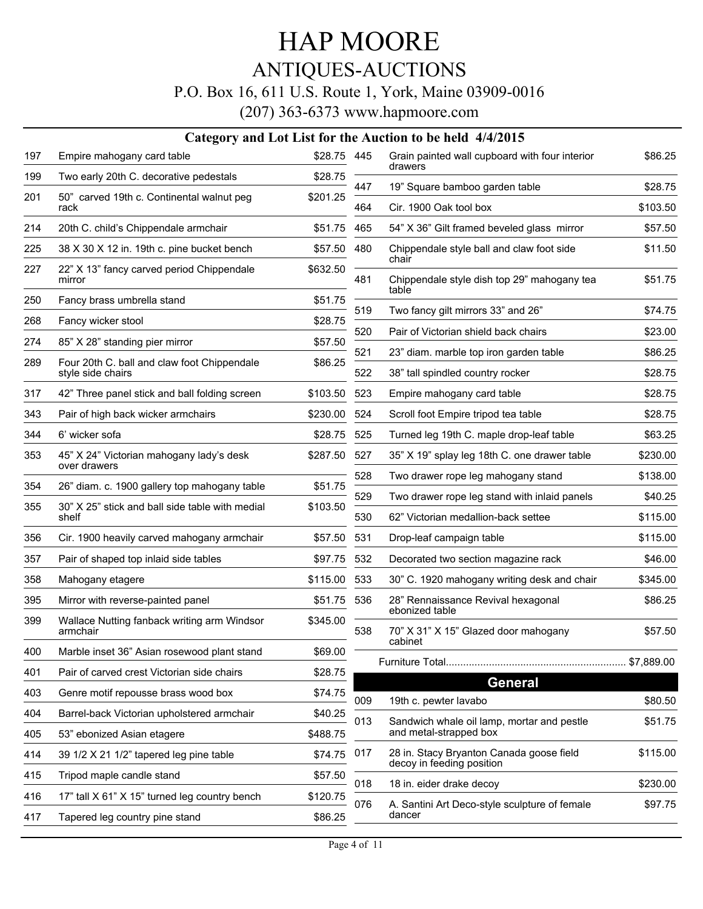# HAP MOORE

## ANTIQUES-AUCTIONS

P.O. Box 16, 611 U.S. Route 1, York, Maine 03909-0016

(207) 363-6373 www.hapmoore.com

### Category and Lot List for the Auction to be held 4/4/2015

| Lot | Description | Price |
|---|---|---|
| 197 | Empire mahogany card table | $28.75 |
| 199 | Two early 20th C. decorative pedestals | $28.75 |
| 201 | 50" carved 19th c. Continental walnut peg rack | $201.25 |
| 214 | 20th C. child's Chippendale armchair | $51.75 |
| 225 | 38 X 30 X 12 in. 19th c. pine bucket bench | $57.50 |
| 227 | 22" X 13" fancy carved period Chippendale mirror | $632.50 |
| 250 | Fancy brass umbrella stand | $51.75 |
| 268 | Fancy wicker stool | $28.75 |
| 274 | 85" X 28" standing pier mirror | $57.50 |
| 289 | Four 20th C. ball and claw foot Chippendale style side chairs | $86.25 |
| 317 | 42" Three panel stick and ball folding screen | $103.50 |
| 343 | Pair of high back wicker armchairs | $230.00 |
| 344 | 6' wicker sofa | $28.75 |
| 353 | 45" X 24" Victorian mahogany lady's desk over drawers | $287.50 |
| 354 | 26" diam. c. 1900 gallery top mahogany table | $51.75 |
| 355 | 30" X 25" stick and ball side table with medial shelf | $103.50 |
| 356 | Cir. 1900 heavily carved mahogany armchair | $57.50 |
| 357 | Pair of shaped top inlaid side tables | $97.75 |
| 358 | Mahogany etagere | $115.00 |
| 395 | Mirror with reverse-painted panel | $51.75 |
| 399 | Wallace Nutting fanback writing arm Windsor armchair | $345.00 |
| 400 | Marble inset 36" Asian rosewood plant stand | $69.00 |
| 401 | Pair of carved crest Victorian side chairs | $28.75 |
| 403 | Genre motif repousse brass wood box | $74.75 |
| 404 | Barrel-back Victorian upholstered armchair | $40.25 |
| 405 | 53" ebonized Asian etagere | $488.75 |
| 414 | 39 1/2 X 21 1/2" tapered leg pine table | $74.75 |
| 415 | Tripod maple candle stand | $57.50 |
| 416 | 17" tall X 61" X 15" turned leg country bench | $120.75 |
| 417 | Tapered leg country pine stand | $86.25 |
| 445 | Grain painted wall cupboard with four interior drawers | $86.25 |
| 447 | 19" Square bamboo garden table | $28.75 |
| 464 | Cir. 1900 Oak tool box | $103.50 |
| 465 | 54" X 36" Gilt framed beveled glass mirror | $57.50 |
| 480 | Chippendale style ball and claw foot side chair | $11.50 |
| 481 | Chippendale style dish top 29" mahogany tea table | $51.75 |
| 519 | Two fancy gilt mirrors 33" and 26" | $74.75 |
| 520 | Pair of Victorian shield back chairs | $23.00 |
| 521 | 23" diam. marble top iron garden table | $86.25 |
| 522 | 38" tall spindled country rocker | $28.75 |
| 523 | Empire mahogany card table | $28.75 |
| 524 | Scroll foot Empire tripod tea table | $28.75 |
| 525 | Turned leg 19th C. maple drop-leaf table | $63.25 |
| 527 | 35" X 19" splay leg 18th C. one drawer table | $230.00 |
| 528 | Two drawer rope leg mahogany stand | $138.00 |
| 529 | Two drawer rope leg stand with inlaid panels | $40.25 |
| 530 | 62" Victorian medallion-back settee | $115.00 |
| 531 | Drop-leaf campaign table | $115.00 |
| 532 | Decorated two section magazine rack | $46.00 |
| 533 | 30" C. 1920 mahogany writing desk and chair | $345.00 |
| 536 | 28" Rennaissance Revival hexagonal ebonized table | $86.25 |
| 538 | 70" X 31" X 15" Glazed door mahogany cabinet | $57.50 |

Furniture Total............................................................... $7,889.00

## General

| Lot | Description | Price |
|---|---|---|
| 009 | 19th c. pewter lavabo | $80.50 |
| 013 | Sandwich whale oil lamp, mortar and pestle and metal-strapped box | $51.75 |
| 017 | 28 in. Stacy Bryanton Canada goose field decoy in feeding position | $115.00 |
| 018 | 18 in. eider drake decoy | $230.00 |
| 076 | A. Santini Art Deco-style sculpture of female dancer | $97.75 |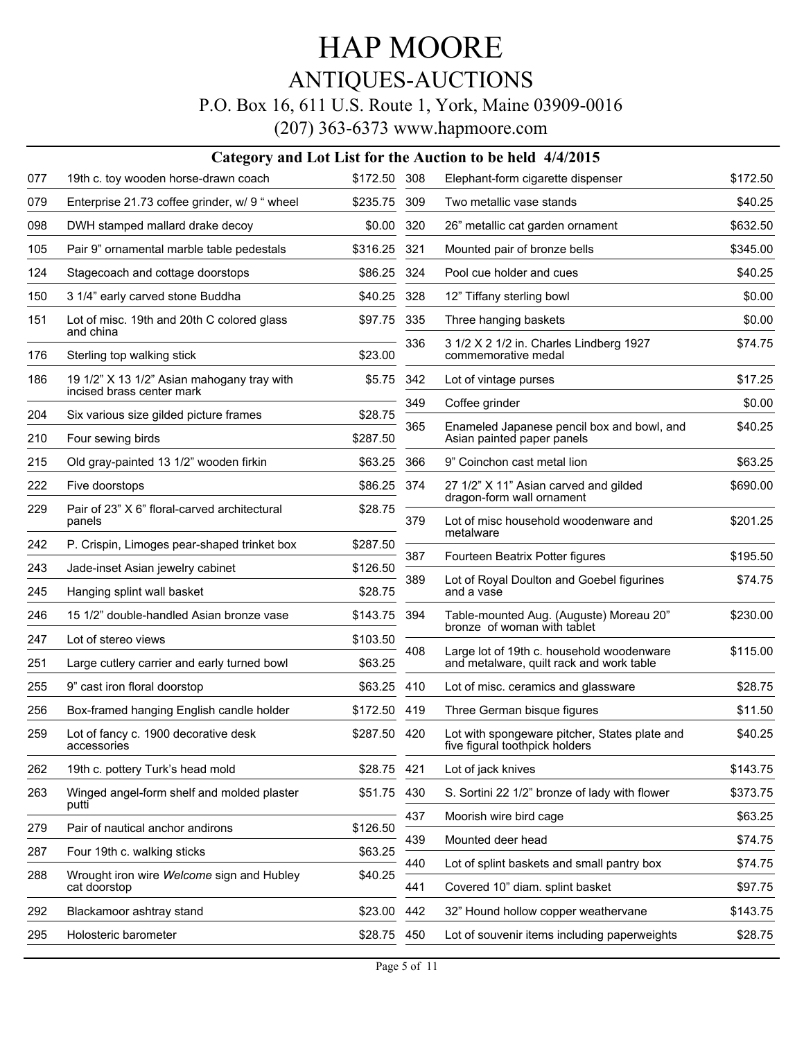# HAP MOORE

## ANTIQUES-AUCTIONS

P.O. Box 16, 611 U.S. Route 1, York, Maine 03909-0016

(207) 363-6373 www.hapmoore.com

### Category and Lot List for the Auction to be held 4/4/2015

| Lot | Description | Price |
|---|---|---|
| 077 | 19th c. toy wooden horse-drawn coach | $172.50 |
| 079 | Enterprise 21.73 coffee grinder, w/ 9 " wheel | $235.75 |
| 098 | DWH stamped mallard drake decoy | $0.00 |
| 105 | Pair 9" ornamental marble table pedestals | $316.25 |
| 124 | Stagecoach and cottage doorstops | $86.25 |
| 150 | 3 1/4" early carved stone Buddha | $40.25 |
| 151 | Lot of misc. 19th and 20th C colored glass and china | $97.75 |
| 176 | Sterling top walking stick | $23.00 |
| 186 | 19 1/2" X 13 1/2" Asian mahogany tray with incised brass center mark | $5.75 |
| 204 | Six various size gilded picture frames | $28.75 |
| 210 | Four sewing birds | $287.50 |
| 215 | Old gray-painted 13 1/2" wooden firkin | $63.25 |
| 222 | Five doorstops | $86.25 |
| 229 | Pair of 23" X 6" floral-carved architectural panels | $28.75 |
| 242 | P. Crispin, Limoges pear-shaped trinket box | $287.50 |
| 243 | Jade-inset Asian jewelry cabinet | $126.50 |
| 245 | Hanging splint wall basket | $28.75 |
| 246 | 15 1/2" double-handled Asian bronze vase | $143.75 |
| 247 | Lot of stereo views | $103.50 |
| 251 | Large cutlery carrier and early turned bowl | $63.25 |
| 255 | 9" cast iron floral doorstop | $63.25 |
| 256 | Box-framed hanging English candle holder | $172.50 |
| 259 | Lot of fancy c. 1900 decorative desk accessories | $287.50 |
| 262 | 19th c. pottery Turk's head mold | $28.75 |
| 263 | Winged angel-form shelf and molded plaster putti | $51.75 |
| 279 | Pair of nautical anchor andirons | $126.50 |
| 287 | Four 19th c. walking sticks | $63.25 |
| 288 | Wrought iron wire *Welcome* sign and Hubley cat doorstop | $40.25 |
| 292 | Blackamoor ashtray stand | $23.00 |
| 295 | Holosteric barometer | $28.75 |
| 308 | Elephant-form cigarette dispenser | $172.50 |
| 309 | Two metallic vase stands | $40.25 |
| 320 | 26" metallic cat garden ornament | $632.50 |
| 321 | Mounted pair of bronze bells | $345.00 |
| 324 | Pool cue holder and cues | $40.25 |
| 328 | 12" Tiffany sterling bowl | $0.00 |
| 335 | Three hanging baskets | $0.00 |
| 336 | 3 1/2 X 2 1/2 in. Charles Lindberg 1927 commemorative medal | $74.75 |
| 342 | Lot of vintage purses | $17.25 |
| 349 | Coffee grinder | $0.00 |
| 365 | Enameled Japanese pencil box and bowl, and Asian painted paper panels | $40.25 |
| 366 | 9" Coinchon cast metal lion | $63.25 |
| 374 | 27 1/2" X 11" Asian carved and gilded dragon-form wall ornament | $690.00 |
| 379 | Lot of misc household woodenware and metalware | $201.25 |
| 387 | Fourteen Beatrix Potter figures | $195.50 |
| 389 | Lot of Royal Doulton and Goebel figurines and a vase | $74.75 |
| 394 | Table-mounted Aug. (Auguste) Moreau 20" bronze of woman with tablet | $230.00 |
| 408 | Large lot of 19th c. household woodenware and metalware, quilt rack and work table | $115.00 |
| 410 | Lot of misc. ceramics and glassware | $28.75 |
| 419 | Three German bisque figures | $11.50 |
| 420 | Lot with spongeware pitcher, States plate and five figural toothpick holders | $40.25 |
| 421 | Lot of jack knives | $143.75 |
| 430 | S. Sortini 22 1/2" bronze of lady with flower | $373.75 |
| 437 | Moorish wire bird cage | $63.25 |
| 439 | Mounted deer head | $74.75 |
| 440 | Lot of splint baskets and small pantry box | $74.75 |
| 441 | Covered 10" diam. splint basket | $97.75 |
| 442 | 32" Hound hollow copper weathervane | $143.75 |
| 450 | Lot of souvenir items including paperweights | $28.75 |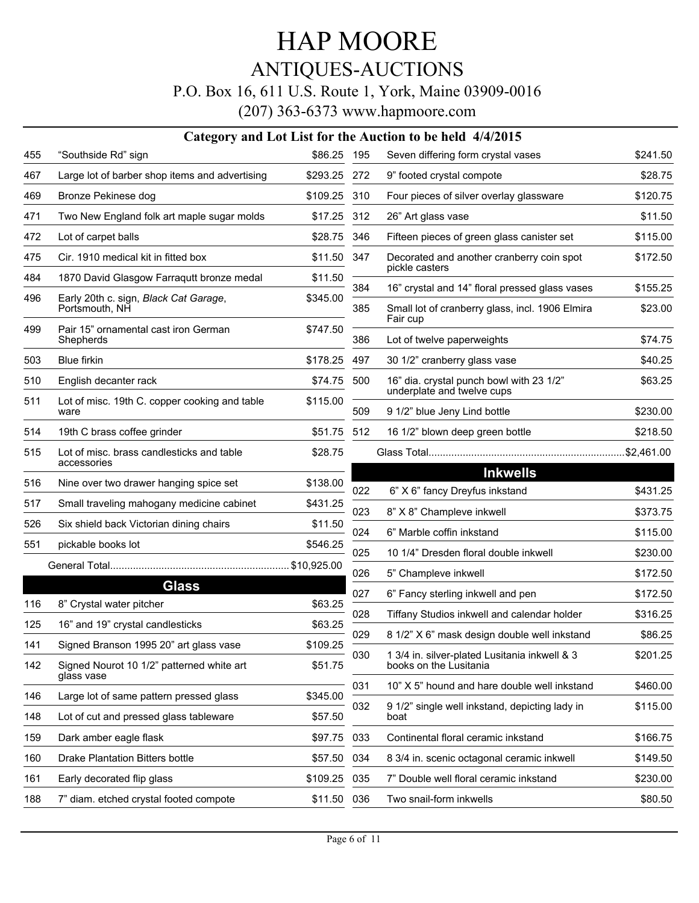# HAP MOORE

## ANTIQUES-AUCTIONS

P.O. Box 16, 611 U.S. Route 1, York, Maine 03909-0016

(207) 363-6373 www.hapmoore.com

### Category and Lot List for the Auction to be held 4/4/2015

| Lot | Description | Price |
|---|---|---|
| 455 | "Southside Rd" sign | $86.25 |
| 467 | Large lot of barber shop items and advertising | $293.25 |
| 469 | Bronze Pekinese dog | $109.25 |
| 471 | Two New England folk art maple sugar molds | $17.25 |
| 472 | Lot of carpet balls | $28.75 |
| 475 | Cir. 1910 medical kit in fitted box | $11.50 |
| 484 | 1870 David Glasgow Farraqutt bronze medal | $11.50 |
| 496 | Early 20th c. sign, *Black Cat Garage*, Portsmouth, NH | $345.00 |
| 499 | Pair 15" ornamental cast iron German Shepherds | $747.50 |
| 503 | Blue firkin | $178.25 |
| 510 | English decanter rack | $74.75 |
| 511 | Lot of misc. 19th C. copper cooking and table ware | $115.00 |
| 514 | 19th C brass coffee grinder | $51.75 |
| 515 | Lot of misc. brass candlesticks and table accessories | $28.75 |
| 516 | Nine over two drawer hanging spice set | $138.00 |
| 517 | Small traveling mahogany medicine cabinet | $431.25 |
| 526 | Six shield back Victorian dining chairs | $11.50 |
| 551 | pickable books lot | $546.25 |
| | General Total | $10,925.00 |

## Glass

| Lot | Description | Price |
|---|---|---|
| 116 | 8" Crystal water pitcher | $63.25 |
| 125 | 16" and 19" crystal candlesticks | $63.25 |
| 141 | Signed Branson 1995 20" art glass vase | $109.25 |
| 142 | Signed Nourot 10 1/2" patterned white art glass vase | $51.75 |
| 146 | Large lot of same pattern pressed glass | $345.00 |
| 148 | Lot of cut and pressed glass tableware | $57.50 |
| 159 | Dark amber eagle flask | $97.75 |
| 160 | Drake Plantation Bitters bottle | $57.50 |
| 161 | Early decorated flip glass | $109.25 |
| 188 | 7" diam. etched crystal footed compote | $11.50 |
| 195 | Seven differing form crystal vases | $241.50 |
| 272 | 9" footed crystal compote | $28.75 |
| 310 | Four pieces of silver overlay glassware | $120.75 |
| 312 | 26" Art glass vase | $11.50 |
| 346 | Fifteen pieces of green glass canister set | $115.00 |
| 347 | Decorated and another cranberry coin spot pickle casters | $172.50 |
| 384 | 16" crystal and 14" floral pressed glass vases | $155.25 |
| 385 | Small lot of cranberry glass, incl. 1906 Elmira Fair cup | $23.00 |
| 386 | Lot of twelve paperweights | $74.75 |
| 497 | 30 1/2" cranberry glass vase | $40.25 |
| 500 | 16" dia. crystal punch bowl with 23 1/2" underplate and twelve cups | $63.25 |
| 509 | 9 1/2" blue Jeny Lind bottle | $230.00 |
| 512 | 16 1/2" blown deep green bottle | $218.50 |
| | Glass Total | $2,461.00 |

## Inkwells

| Lot | Description | Price |
|---|---|---|
| 022 | 6" X 6" fancy Dreyfus inkstand | $431.25 |
| 023 | 8" X 8" Champleve inkwell | $373.75 |
| 024 | 6" Marble coffin inkstand | $115.00 |
| 025 | 10 1/4" Dresden floral double inkwell | $230.00 |
| 026 | 5" Champleve inkwell | $172.50 |
| 027 | 6" Fancy sterling inkwell and pen | $172.50 |
| 028 | Tiffany Studios inkwell and calendar holder | $316.25 |
| 029 | 8 1/2" X 6" mask design double well inkstand | $86.25 |
| 030 | 1 3/4 in. silver-plated Lusitania inkwell & 3 books on the Lusitania | $201.25 |
| 031 | 10" X 5" hound and hare double well inkstand | $460.00 |
| 032 | 9 1/2" single well inkstand, depicting lady in boat | $115.00 |
| 033 | Continental floral ceramic inkstand | $166.75 |
| 034 | 8 3/4 in. scenic octagonal ceramic inkwell | $149.50 |
| 035 | 7" Double well floral ceramic inkstand | $230.00 |
| 036 | Two snail-form inkwells | $80.50 |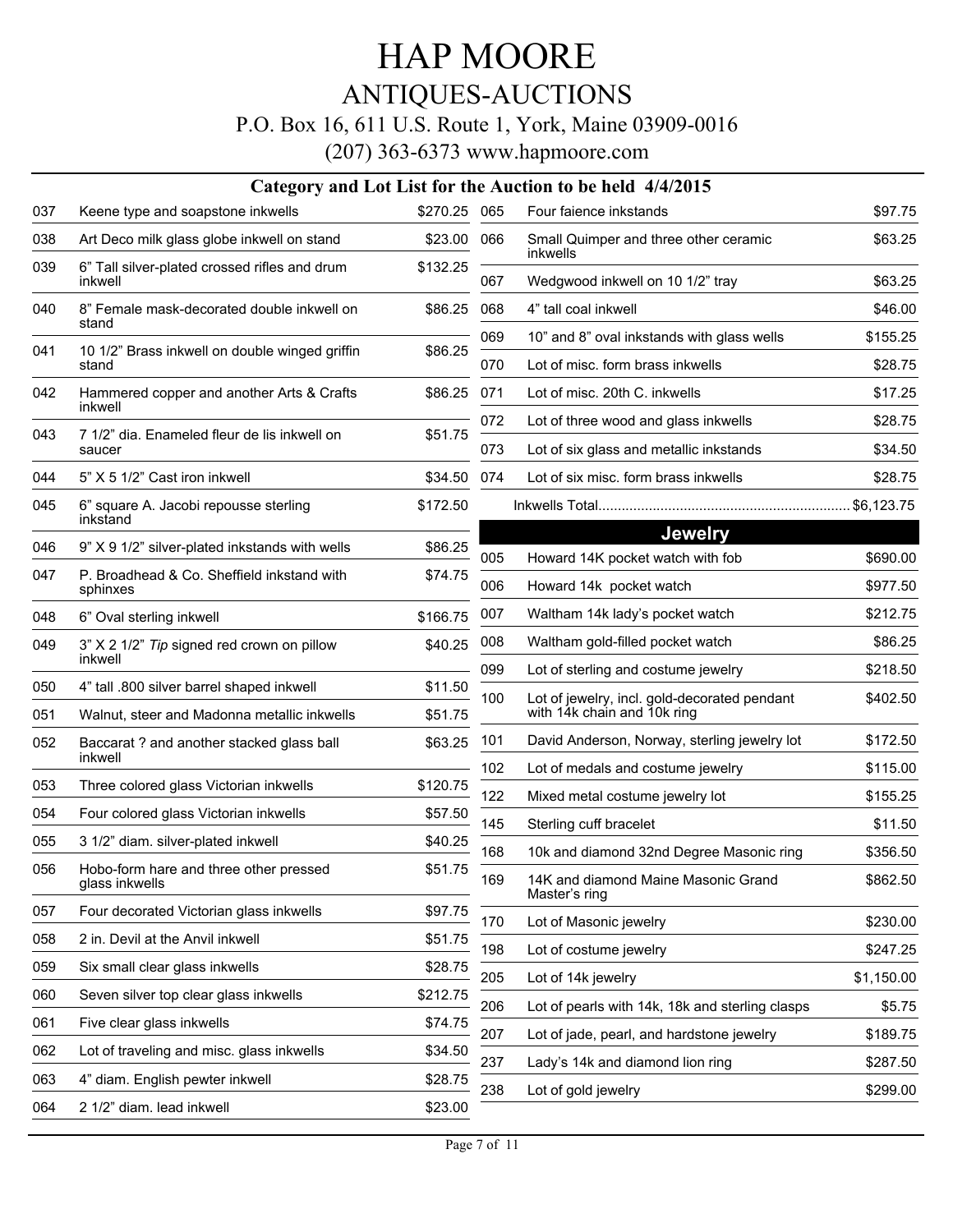# HAP MOORE

## ANTIQUES-AUCTIONS

P.O. Box 16, 611 U.S. Route 1, York, Maine 03909-0016

(207) 363-6373 www.hapmoore.com

### Category and Lot List for the Auction to be held 4/4/2015

| Lot | Description | Price |
|---|---|---|
| 037 | Keene type and soapstone inkwells | $270.25 |
| 038 | Art Deco milk glass globe inkwell on stand | $23.00 |
| 039 | 6" Tall silver-plated crossed rifles and drum inkwell | $132.25 |
| 040 | 8" Female mask-decorated double inkwell on stand | $86.25 |
| 041 | 10 1/2" Brass inkwell on double winged griffin stand | $86.25 |
| 042 | Hammered copper and another Arts & Crafts inkwell | $86.25 |
| 043 | 7 1/2" dia. Enameled fleur de lis inkwell on saucer | $51.75 |
| 044 | 5" X 5 1/2" Cast iron inkwell | $34.50 |
| 045 | 6" square A. Jacobi repousse sterling inkstand | $172.50 |
| 046 | 9" X 9 1/2" silver-plated inkstands with wells | $86.25 |
| 047 | P. Broadhead & Co. Sheffield inkstand with sphinxes | $74.75 |
| 048 | 6" Oval sterling inkwell | $166.75 |
| 049 | 3" X 2 1/2" *Tip* signed red crown on pillow inkwell | $40.25 |
| 050 | 4" tall .800 silver barrel shaped inkwell | $11.50 |
| 051 | Walnut, steer and Madonna metallic inkwells | $51.75 |
| 052 | Baccarat ? and another stacked glass ball inkwell | $63.25 |
| 053 | Three colored glass Victorian inkwells | $120.75 |
| 054 | Four colored glass Victorian inkwells | $57.50 |
| 055 | 3 1/2" diam. silver-plated inkwell | $40.25 |
| 056 | Hobo-form hare and three other pressed glass inkwells | $51.75 |
| 057 | Four decorated Victorian glass inkwells | $97.75 |
| 058 | 2 in. Devil at the Anvil inkwell | $51.75 |
| 059 | Six small clear glass inkwells | $28.75 |
| 060 | Seven silver top clear glass inkwells | $212.75 |
| 061 | Five clear glass inkwells | $74.75 |
| 062 | Lot of traveling and misc. glass inkwells | $34.50 |
| 063 | 4" diam. English pewter inkwell | $28.75 |
| 064 | 2 1/2" diam. lead inkwell | $23.00 |
| 065 | Four faience inkstands | $97.75 |
| 066 | Small Quimper and three other ceramic inkwells | $63.25 |
| 067 | Wedgwood inkwell on 10 1/2" tray | $63.25 |
| 068 | 4" tall coal inkwell | $46.00 |
| 069 | 10" and 8" oval inkstands with glass wells | $155.25 |
| 070 | Lot of misc. form brass inkwells | $28.75 |
| 071 | Lot of misc. 20th C. inkwells | $17.25 |
| 072 | Lot of three wood and glass inkwells | $28.75 |
| 073 | Lot of six glass and metallic inkstands | $34.50 |
| 074 | Lot of six misc. form brass inkwells | $28.75 |

Inkwells Total................................................................$6,123.75

## Jewelry

| Lot | Description | Price |
|---|---|---|
| 005 | Howard 14K pocket watch with fob | $690.00 |
| 006 | Howard 14k pocket watch | $977.50 |
| 007 | Waltham 14k lady's pocket watch | $212.75 |
| 008 | Waltham gold-filled pocket watch | $86.25 |
| 099 | Lot of sterling and costume jewelry | $218.50 |
| 100 | Lot of jewelry, incl. gold-decorated pendant with 14k chain and 10k ring | $402.50 |
| 101 | David Anderson, Norway, sterling jewelry lot | $172.50 |
| 102 | Lot of medals and costume jewelry | $115.00 |
| 122 | Mixed metal costume jewelry lot | $155.25 |
| 145 | Sterling cuff bracelet | $11.50 |
| 168 | 10k and diamond 32nd Degree Masonic ring | $356.50 |
| 169 | 14K and diamond Maine Masonic Grand Master's ring | $862.50 |
| 170 | Lot of Masonic jewelry | $230.00 |
| 198 | Lot of costume jewelry | $247.25 |
| 205 | Lot of 14k jewelry | $1,150.00 |
| 206 | Lot of pearls with 14k, 18k and sterling clasps | $5.75 |
| 207 | Lot of jade, pearl, and hardstone jewelry | $189.75 |
| 237 | Lady's 14k and diamond lion ring | $287.50 |
| 238 | Lot of gold jewelry | $299.00 |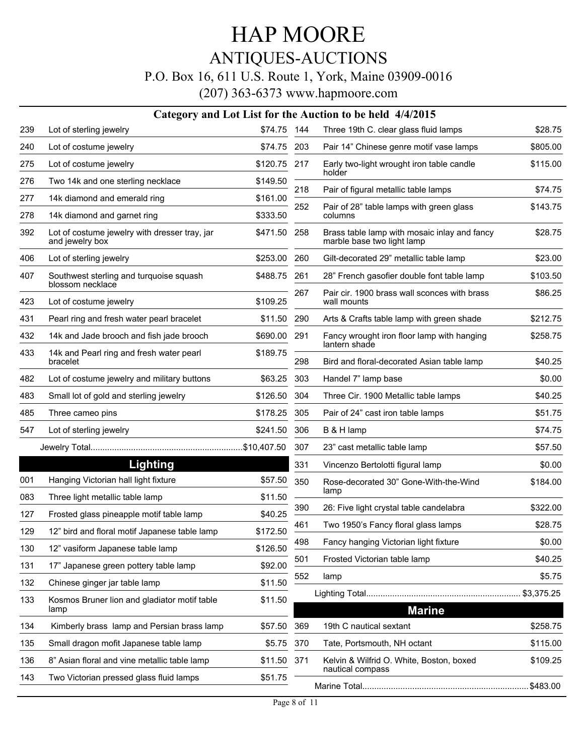# HAP MOORE

## ANTIQUES-AUCTIONS

P.O. Box 16, 611 U.S. Route 1, York, Maine 03909-0016

(207) 363-6373 www.hapmoore.com

### Category and Lot List for the Auction to be held 4/4/2015

| Lot | Description | Price |
|---|---|---|
| 239 | Lot of sterling jewelry | $74.75 |
| 240 | Lot of costume jewelry | $74.75 |
| 275 | Lot of costume jewelry | $120.75 |
| 276 | Two 14k and one sterling necklace | $149.50 |
| 277 | 14k diamond and emerald ring | $161.00 |
| 278 | 14k diamond and garnet ring | $333.50 |
| 392 | Lot of costume jewelry with dresser tray, jar and jewelry box | $471.50 |
| 406 | Lot of sterling jewelry | $253.00 |
| 407 | Southwest sterling and turquoise squash blossom necklace | $488.75 |
| 423 | Lot of costume jewelry | $109.25 |
| 431 | Pearl ring and fresh water pearl bracelet | $11.50 |
| 432 | 14k and Jade brooch and fish jade brooch | $690.00 |
| 433 | 14k and Pearl ring and fresh water pearl bracelet | $189.75 |
| 482 | Lot of costume jewelry and military buttons | $63.25 |
| 483 | Small lot of gold and sterling jewelry | $126.50 |
| 485 | Three cameo pins | $178.25 |
| 547 | Lot of sterling jewelry | $241.50 |

Jewelry Total............................................................$10,407.50

## Lighting

| Lot | Description | Price |
|---|---|---|
| 001 | Hanging Victorian hall light fixture | $57.50 |
| 083 | Three light metallic table lamp | $11.50 |
| 127 | Frosted glass pineapple motif table lamp | $40.25 |
| 129 | 12" bird and floral motif Japanese table lamp | $172.50 |
| 130 | 12" vasiform Japanese table lamp | $126.50 |
| 131 | 17" Japanese green pottery table lamp | $92.00 |
| 132 | Chinese ginger jar table lamp | $11.50 |
| 133 | Kosmos Bruner lion and gladiator motif table lamp | $11.50 |
| 134 | Kimberly brass lamp and Persian brass lamp | $57.50 |
| 135 | Small dragon mofit Japanese table lamp | $5.75 |
| 136 | 8" Asian floral and vine metallic table lamp | $11.50 |
| 143 | Two Victorian pressed glass fluid lamps | $51.75 |
| 144 | Three 19th C. clear glass fluid lamps | $28.75 |
| 203 | Pair 14" Chinese genre motif vase lamps | $805.00 |
| 217 | Early two-light wrought iron table candle holder | $115.00 |
| 218 | Pair of figural metallic table lamps | $74.75 |
| 252 | Pair of 28" table lamps with green glass columns | $143.75 |
| 258 | Brass table lamp with mosaic inlay and fancy marble base two light lamp | $28.75 |
| 260 | Gilt-decorated 29" metallic table lamp | $23.00 |
| 261 | 28" French gasofier double font table lamp | $103.50 |
| 267 | Pair cir. 1900 brass wall sconces with brass wall mounts | $86.25 |
| 290 | Arts & Crafts table lamp with green shade | $212.75 |
| 291 | Fancy wrought iron floor lamp with hanging lantern shade | $258.75 |
| 298 | Bird and floral-decorated Asian table lamp | $40.25 |
| 303 | Handel 7" lamp base | $0.00 |
| 304 | Three Cir. 1900 Metallic table lamps | $40.25 |
| 305 | Pair of 24" cast iron table lamps | $51.75 |
| 306 | B & H lamp | $74.75 |
| 307 | 23" cast metallic table lamp | $57.50 |
| 331 | Vincenzo Bertolotti figural lamp | $0.00 |
| 350 | Rose-decorated 30" Gone-With-the-Wind lamp | $184.00 |
| 390 | 26: Five light crystal table candelabra | $322.00 |
| 461 | Two 1950's Fancy floral glass lamps | $28.75 |
| 498 | Fancy hanging Victorian light fixture | $0.00 |
| 501 | Frosted Victorian table lamp | $40.25 |
| 552 | lamp | $5.75 |

Lighting Total................................................................ $3,375.25

## Marine

| Lot | Description | Price |
|---|---|---|
| 369 | 19th C nautical sextant | $258.75 |
| 370 | Tate, Portsmouth, NH octant | $115.00 |
| 371 | Kelvin & Wilfrid O. White, Boston, boxed nautical compass | $109.25 |

Marine Total.....................................................................$483.00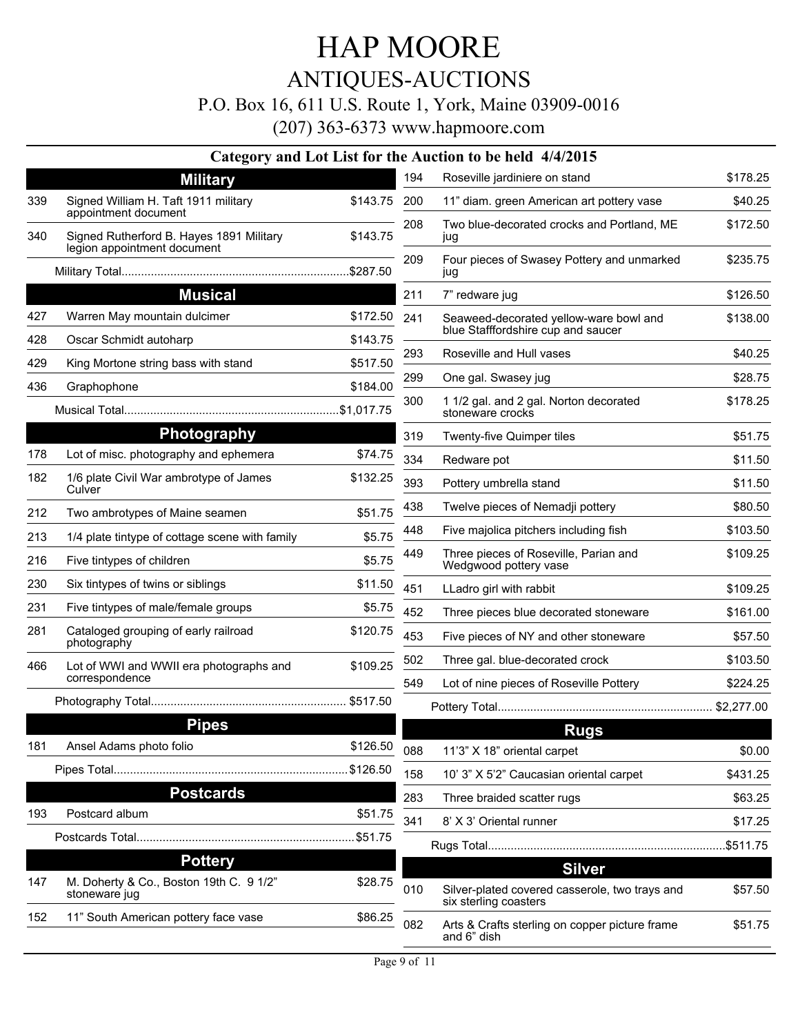# HAP MOORE

## ANTIQUES-AUCTIONS

P.O. Box 16, 611 U.S. Route 1, York, Maine 03909-0016

(207) 363-6373 www.hapmoore.com

### Category and Lot List for the Auction to be held 4/4/2015

### Military

| Lot | Description | Price |
|---|---|---|
| 339 | Signed William H. Taft 1911 military appointment document | $143.75 |
| 340 | Signed Rutherford B. Hayes 1891 Military legion appointment document | $143.75 |
| | Military Total | $287.50 |

### Musical

| Lot | Description | Price |
|---|---|---|
| 427 | Warren May mountain dulcimer | $172.50 |
| 428 | Oscar Schmidt autoharp | $143.75 |
| 429 | King Mortone string bass with stand | $517.50 |
| 436 | Graphophone | $184.00 |
| | Musical Total | $1,017.75 |

### Photography

| Lot | Description | Price |
|---|---|---|
| 178 | Lot of misc. photography and ephemera | $74.75 |
| 182 | 1/6 plate Civil War ambrotype of James Culver | $132.25 |
| 212 | Two ambrotypes of Maine seamen | $51.75 |
| 213 | 1/4 plate tintype of cottage scene with family | $5.75 |
| 216 | Five tintypes of children | $5.75 |
| 230 | Six tintypes of twins or siblings | $11.50 |
| 231 | Five tintypes of male/female groups | $5.75 |
| 281 | Cataloged grouping of early railroad photography | $120.75 |
| 466 | Lot of WWI and WWII era photographs and correspondence | $109.25 |
| | Photography Total | $517.50 |

### Pipes

| Lot | Description | Price |
|---|---|---|
| 181 | Ansel Adams photo folio | $126.50 |
| | Pipes Total | $126.50 |

### Postcards

| Lot | Description | Price |
|---|---|---|
| 193 | Postcard album | $51.75 |
| | Postcards Total | $51.75 |

### Pottery

| Lot | Description | Price |
|---|---|---|
| 147 | M. Doherty & Co., Boston 19th C. 9 1/2" stoneware jug | $28.75 |
| 152 | 11" South American pottery face vase | $86.25 |
| 194 | Roseville jardiniere on stand | $178.25 |
| 200 | 11" diam. green American art pottery vase | $40.25 |
| 208 | Two blue-decorated crocks and Portland, ME jug | $172.50 |
| 209 | Four pieces of Swasey Pottery and unmarked jug | $235.75 |
| 211 | 7" redware jug | $126.50 |
| 241 | Seaweed-decorated yellow-ware bowl and blue Stafffordshire cup and saucer | $138.00 |
| 293 | Roseville and Hull vases | $40.25 |
| 299 | One gal. Swasey jug | $28.75 |
| 300 | 1 1/2 gal. and 2 gal. Norton decorated stoneware crocks | $178.25 |
| 319 | Twenty-five Quimper tiles | $51.75 |
| 334 | Redware pot | $11.50 |
| 393 | Pottery umbrella stand | $11.50 |
| 438 | Twelve pieces of Nemadji pottery | $80.50 |
| 448 | Five majolica pitchers including fish | $103.50 |
| 449 | Three pieces of Roseville, Parian and Wedgwood pottery vase | $109.25 |
| 451 | LLadro girl with rabbit | $109.25 |
| 452 | Three pieces blue decorated stoneware | $161.00 |
| 453 | Five pieces of NY and other stoneware | $57.50 |
| 502 | Three gal. blue-decorated crock | $103.50 |
| 549 | Lot of nine pieces of Roseville Pottery | $224.25 |
| | Pottery Total | $2,277.00 |

### Rugs

| Lot | Description | Price |
|---|---|---|
| 088 | 11'3" X 18" oriental carpet | $0.00 |
| 158 | 10' 3" X 5'2" Caucasian oriental carpet | $431.25 |
| 283 | Three braided scatter rugs | $63.25 |
| 341 | 8' X 3' Oriental runner | $17.25 |
| | Rugs Total | $511.75 |

### Silver

| Lot | Description | Price |
|---|---|---|
| 010 | Silver-plated covered casserole, two trays and six sterling coasters | $57.50 |
| 082 | Arts & Crafts sterling on copper picture frame and 6" dish | $51.75 |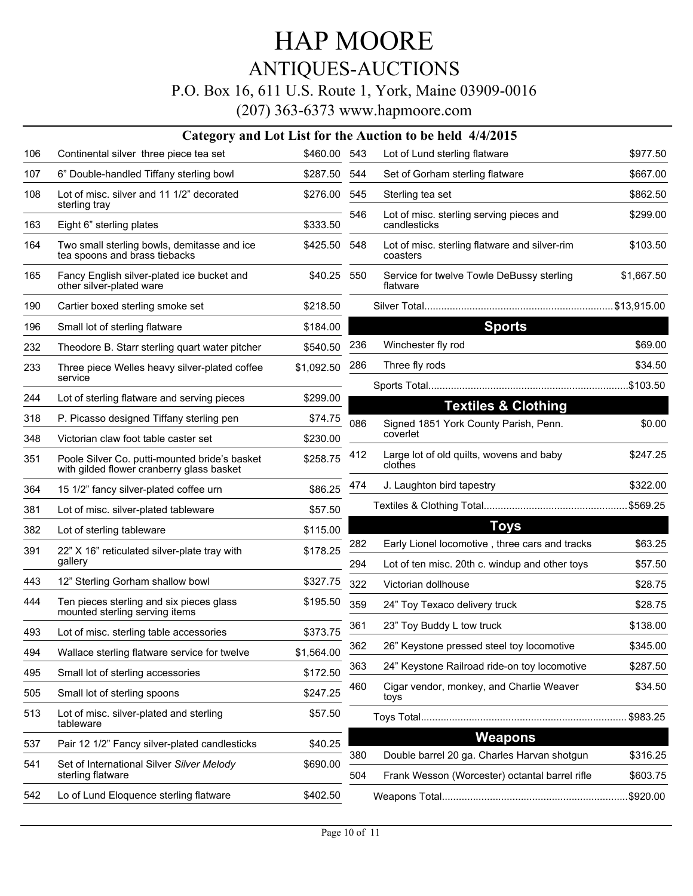# HAP MOORE

## ANTIQUES-AUCTIONS

P.O. Box 16, 611 U.S. Route 1, York, Maine 03909-0016

(207) 363-6373 www.hapmoore.com

### Category and Lot List for the Auction to be held 4/4/2015

| Lot | Description | Price |
|---|---|---|
| 106 | Continental silver three piece tea set | $460.00 |
| 107 | 6" Double-handled Tiffany sterling bowl | $287.50 |
| 108 | Lot of misc. silver and 11 1/2" decorated sterling tray | $276.00 |
| 163 | Eight 6" sterling plates | $333.50 |
| 164 | Two small sterling bowls, demitasse and ice tea spoons and brass tiebacks | $425.50 |
| 165 | Fancy English silver-plated ice bucket and other silver-plated ware | $40.25 |
| 190 | Cartier boxed sterling smoke set | $218.50 |
| 196 | Small lot of sterling flatware | $184.00 |
| 232 | Theodore B. Starr sterling quart water pitcher | $540.50 |
| 233 | Three piece Welles heavy silver-plated coffee service | $1,092.50 |
| 244 | Lot of sterling flatware and serving pieces | $299.00 |
| 318 | P. Picasso designed Tiffany sterling pen | $74.75 |
| 348 | Victorian claw foot table caster set | $230.00 |
| 351 | Poole Silver Co. putti-mounted bride's basket with gilded flower cranberry glass basket | $258.75 |
| 364 | 15 1/2" fancy silver-plated coffee urn | $86.25 |
| 381 | Lot of misc. silver-plated tableware | $57.50 |
| 382 | Lot of sterling tableware | $115.00 |
| 391 | 22" X 16" reticulated silver-plate tray with gallery | $178.25 |
| 443 | 12" Sterling Gorham shallow bowl | $327.75 |
| 444 | Ten pieces sterling and six pieces glass mounted sterling serving items | $195.50 |
| 493 | Lot of misc. sterling table accessories | $373.75 |
| 494 | Wallace sterling flatware service for twelve | $1,564.00 |
| 495 | Small lot of sterling accessories | $172.50 |
| 505 | Small lot of sterling spoons | $247.25 |
| 513 | Lot of misc. silver-plated and sterling tableware | $57.50 |
| 537 | Pair 12 1/2" Fancy silver-plated candlesticks | $40.25 |
| 541 | Set of International Silver *Silver Melody* sterling flatware | $690.00 |
| 542 | Lo of Lund Eloquence sterling flatware | $402.50 |
| 543 | Lot of Lund sterling flatware | $977.50 |
| 544 | Set of Gorham sterling flatware | $667.00 |
| 545 | Sterling tea set | $862.50 |
| 546 | Lot of misc. sterling serving pieces and candlesticks | $299.00 |
| 548 | Lot of misc. sterling flatware and silver-rim coasters | $103.50 |
| 550 | Service for twelve Towle DeBussy sterling flatware | $1,667.50 |

Silver Total......$13,915.00

### Sports

| Lot | Description | Price |
|---|---|---|
| 236 | Winchester fly rod | $69.00 |
| 286 | Three fly rods | $34.50 |

Sports Total......$103.50

### Textiles & Clothing

| Lot | Description | Price |
|---|---|---|
| 086 | Signed 1851 York County Parish, Penn. coverlet | $0.00 |
| 412 | Large lot of old quilts, wovens and baby clothes | $247.25 |
| 474 | J. Laughton bird tapestry | $322.00 |

Textiles & Clothing Total......$569.25

### Toys

| Lot | Description | Price |
|---|---|---|
| 282 | Early Lionel locomotive , three cars and tracks | $63.25 |
| 294 | Lot of ten misc. 20th c. windup and other toys | $57.50 |
| 322 | Victorian dollhouse | $28.75 |
| 359 | 24" Toy Texaco delivery truck | $28.75 |
| 361 | 23" Toy Buddy L tow truck | $138.00 |
| 362 | 26" Keystone pressed steel toy locomotive | $345.00 |
| 363 | 24" Keystone Railroad ride-on toy locomotive | $287.50 |
| 460 | Cigar vendor, monkey, and Charlie Weaver toys | $34.50 |

Toys Total......$983.25

### Weapons

| Lot | Description | Price |
|---|---|---|
| 380 | Double barrel 20 ga. Charles Harvan shotgun | $316.25 |
| 504 | Frank Wesson (Worcester) octantal barrel rifle | $603.75 |

Weapons Total......$920.00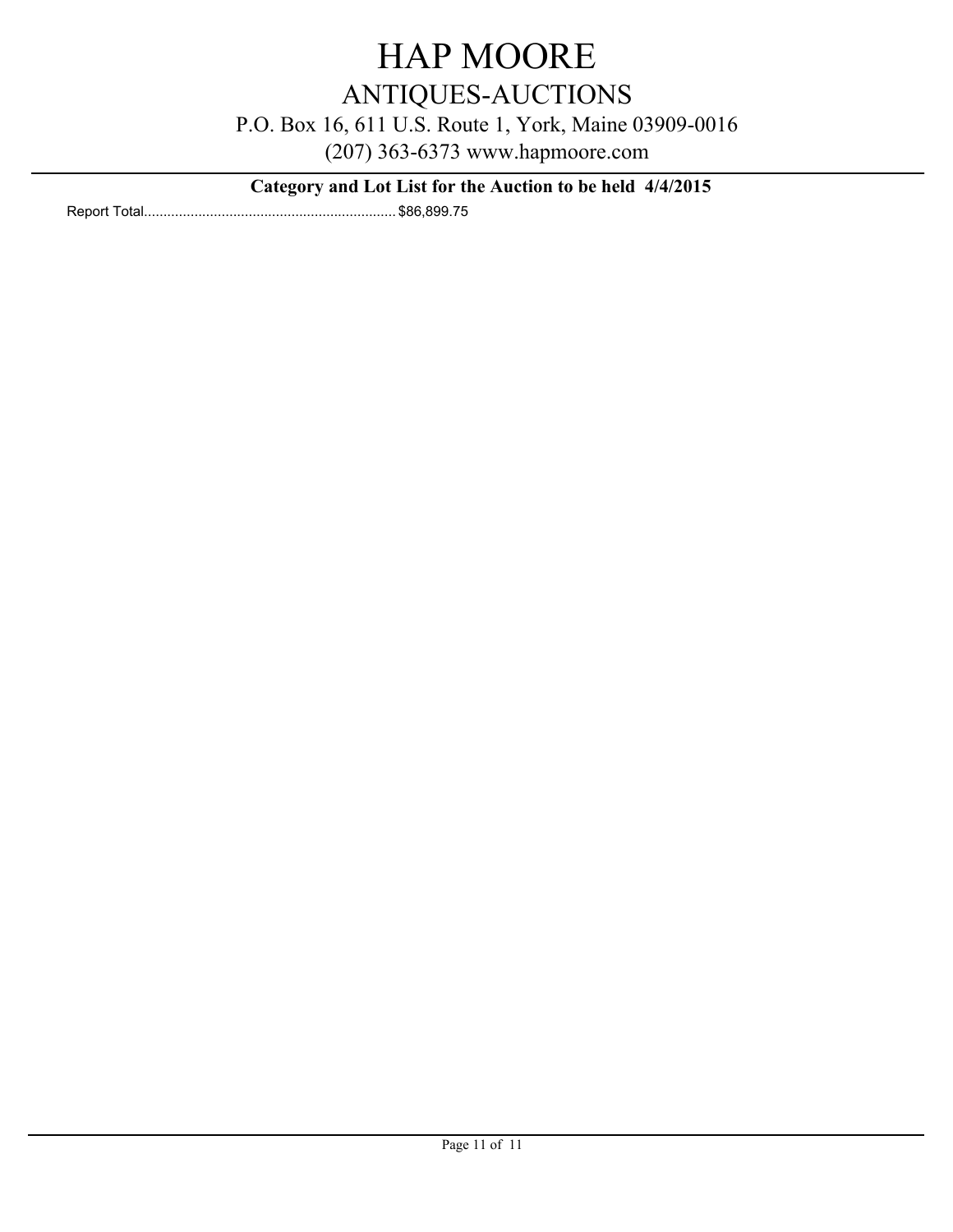# HAP MOORE

## ANTIQUES-AUCTIONS

P.O. Box 16, 611 U.S. Route 1, York, Maine 03909-0016

(207) 363-6373 www.hapmoore.com

**Category and Lot List for the Auction to be held 4/4/2015**

Report Total................................................................ $86,899.75